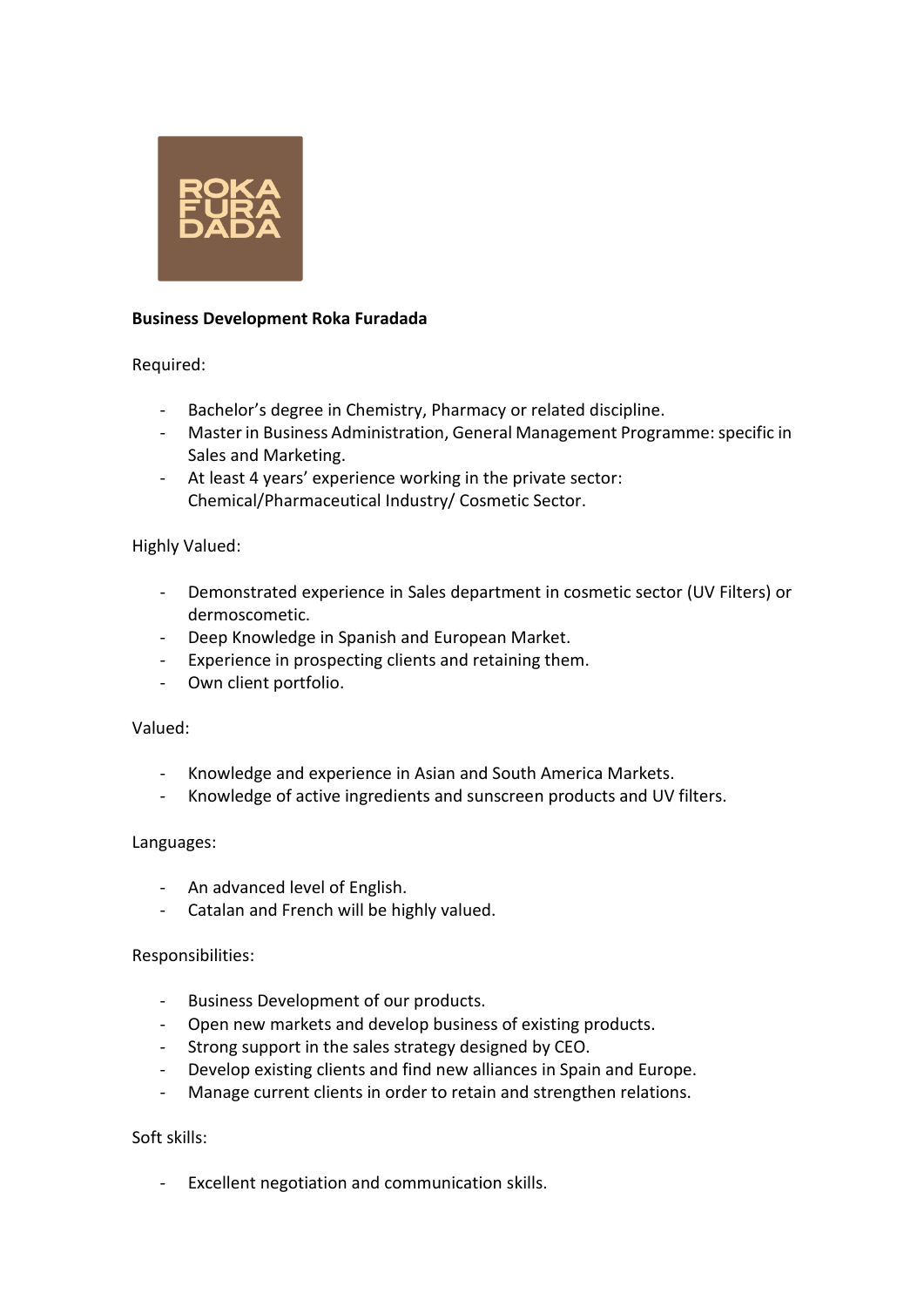**Business Development Roka Furadada**

Required:

- Bachelor's degree in Chemistry, Pharmacy or related discipline.
- Master in Business Administration, General Management Programme: specific in Sales and Marketing.
- At least 4 years' experience working in the private sector: Chemical/Pharmaceutical Industry/ Cosmetic Sector.

Highly Valued:

- Demonstrated experience in Sales department in cosmetic sector (UV Filters) or dermoscometic.
- Deep Knowledge in Spanish and European Market.
- Experience in prospecting clients and retaining them.
- Own client portfolio.

Valued:

- Knowledge and experience in Asian and South America Markets.
- Knowledge of active ingredients and sunscreen products and UV filters.

Languages:

- An advanced level of English.
- Catalan and French will be highly valued.

Responsibilities:

- Business Development of our products.
- Open new markets and develop business of existing products.
- Strong support in the sales strategy designed by CEO.
- Develop existing clients and find new alliances in Spain and Europe.
- Manage current clients in order to retain and strengthen relations.

Soft skills:

- Excellent negotiation and communication skills.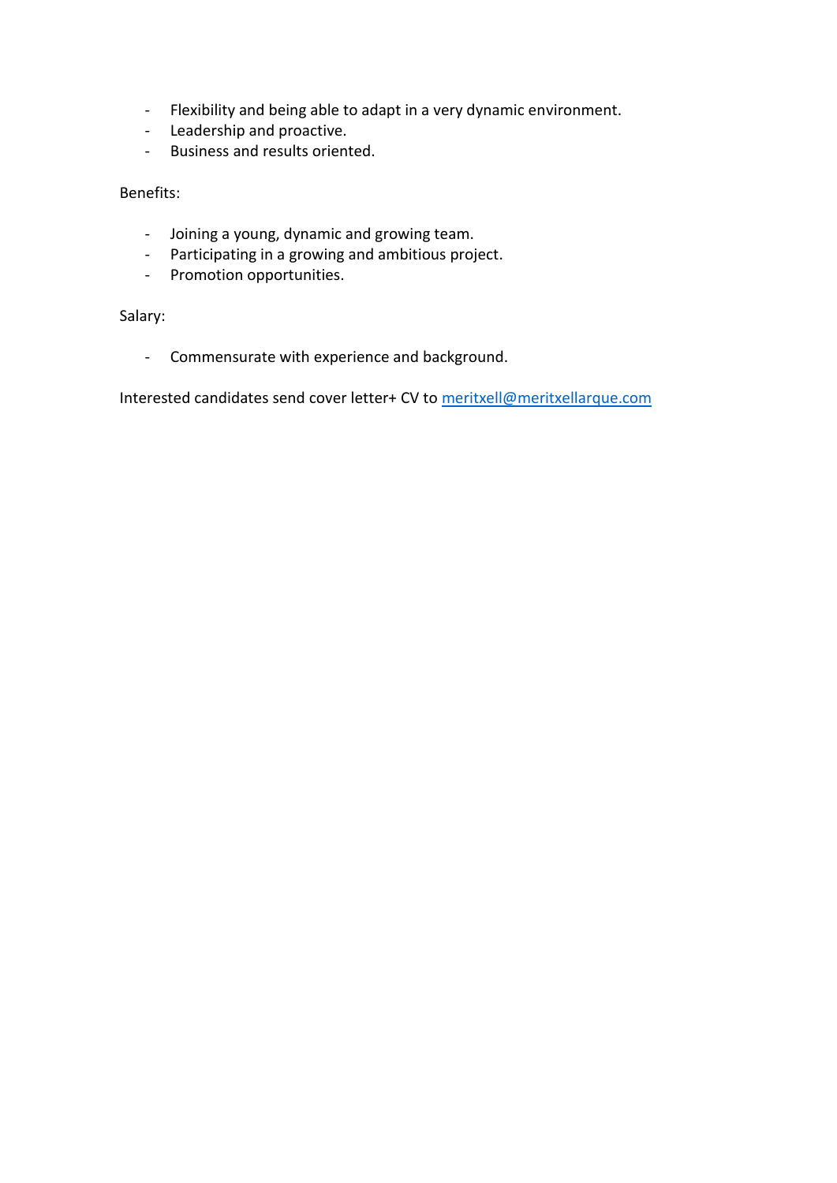- Flexibility and being able to adapt in a very dynamic environment.
- Leadership and proactive.
- Business and results oriented.

Benefits:

- Joining a young, dynamic and growing team.
- Participating in a growing and ambitious project.
- Promotion opportunities.

Salary:

- Commensurate with experience and background.

Interested candidates send cover letter+ CV to meritxell@meritxellarque.com